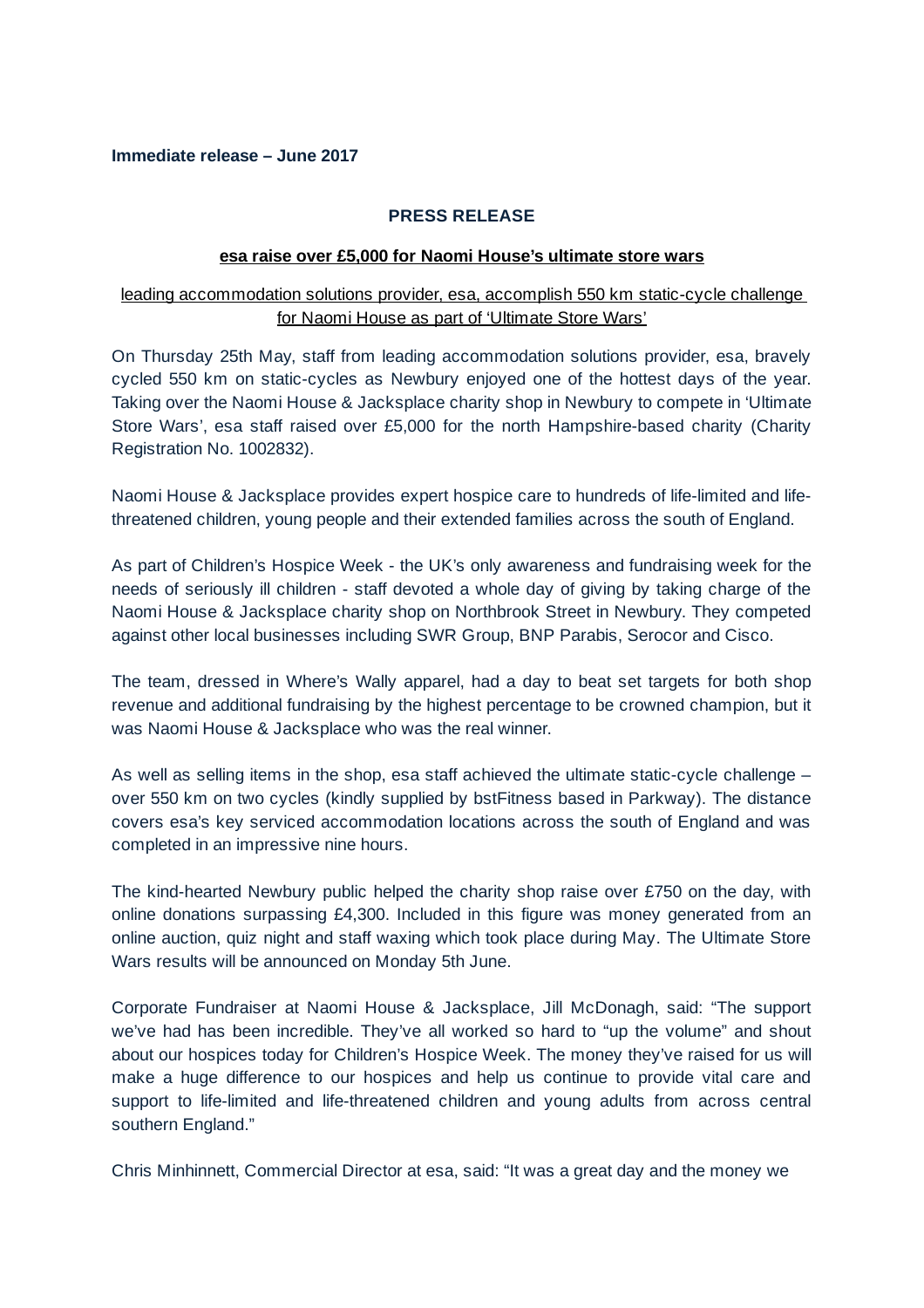**Immediate release – June 2017**

## PRESS RELEASE

### esa raise over £5,000 for Naomi House's ultimate store wars

leading accommodation solutions provider, esa, accomplish 550 km static-cycle challenge for Naomi House as part of 'Ultimate Store Wars'

On Thursday 25th May, staff from leading accommodation solutions provider, esa, bravely cycled 550 km on static-cycles as Newbury enjoyed one of the hottest days of the year. Taking over the Naomi House & Jacksplace charity shop in Newbury to compete in 'Ultimate Store Wars', esa staff raised over £5,000 for the north Hampshire-based charity (Charity Registration No. 1002832).

Naomi House & Jacksplace provides expert hospice care to hundreds of life-limited and life-threatened children, young people and their extended families across the south of England.

As part of Children's Hospice Week - the UK's only awareness and fundraising week for the needs of seriously ill children - staff devoted a whole day of giving by taking charge of the Naomi House & Jacksplace charity shop on Northbrook Street in Newbury. They competed against other local businesses including SWR Group, BNP Parabis, Serocor and Cisco.

The team, dressed in Where's Wally apparel, had a day to beat set targets for both shop revenue and additional fundraising by the highest percentage to be crowned champion, but it was Naomi House & Jacksplace who was the real winner.

As well as selling items in the shop, esa staff achieved the ultimate static-cycle challenge – over 550 km on two cycles (kindly supplied by bstFitness based in Parkway). The distance covers esa's key serviced accommodation locations across the south of England and was completed in an impressive nine hours.

The kind-hearted Newbury public helped the charity shop raise over £750 on the day, with online donations surpassing £4,300. Included in this figure was money generated from an online auction, quiz night and staff waxing which took place during May. The Ultimate Store Wars results will be announced on Monday 5th June.

Corporate Fundraiser at Naomi House & Jacksplace, Jill McDonagh, said: "The support we've had has been incredible. They've all worked so hard to "up the volume" and shout about our hospices today for Children's Hospice Week. The money they've raised for us will make a huge difference to our hospices and help us continue to provide vital care and support to life-limited and life-threatened children and young adults from across central southern England."

Chris Minhinnett, Commercial Director at esa, said: "It was a great day and the money we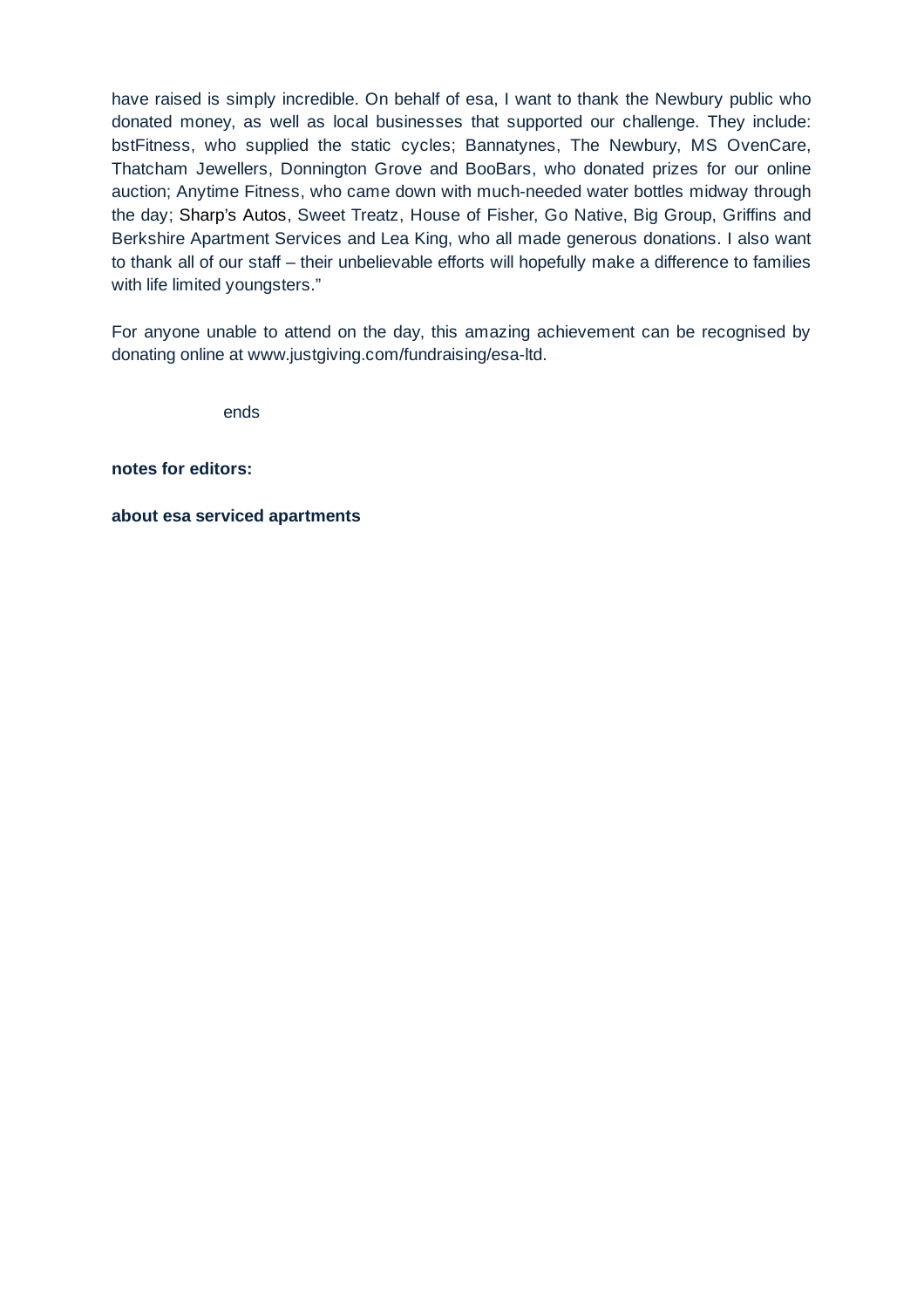have raised is simply incredible. On behalf of esa, I want to thank the Newbury public who donated money, as well as local businesses that supported our challenge. They include: bstFitness, who supplied the static cycles; Bannatynes, The Newbury, MS OvenCare, Thatcham Jewellers, Donnington Grove and BooBars, who donated prizes for our online auction; Anytime Fitness, who came down with much-needed water bottles midway through the day; Sharp's Autos, Sweet Treatz, House of Fisher, Go Native, Big Group, Griffins and Berkshire Apartment Services and Lea King, who all made generous donations. I also want to thank all of our staff – their unbelievable efforts will hopefully make a difference to families with life limited youngsters."

For anyone unable to attend on the day, this amazing achievement can be recognised by donating online at www.justgiving.com/fundraising/esa-ltd.

ends

**notes for editors:**

**about esa serviced apartments**